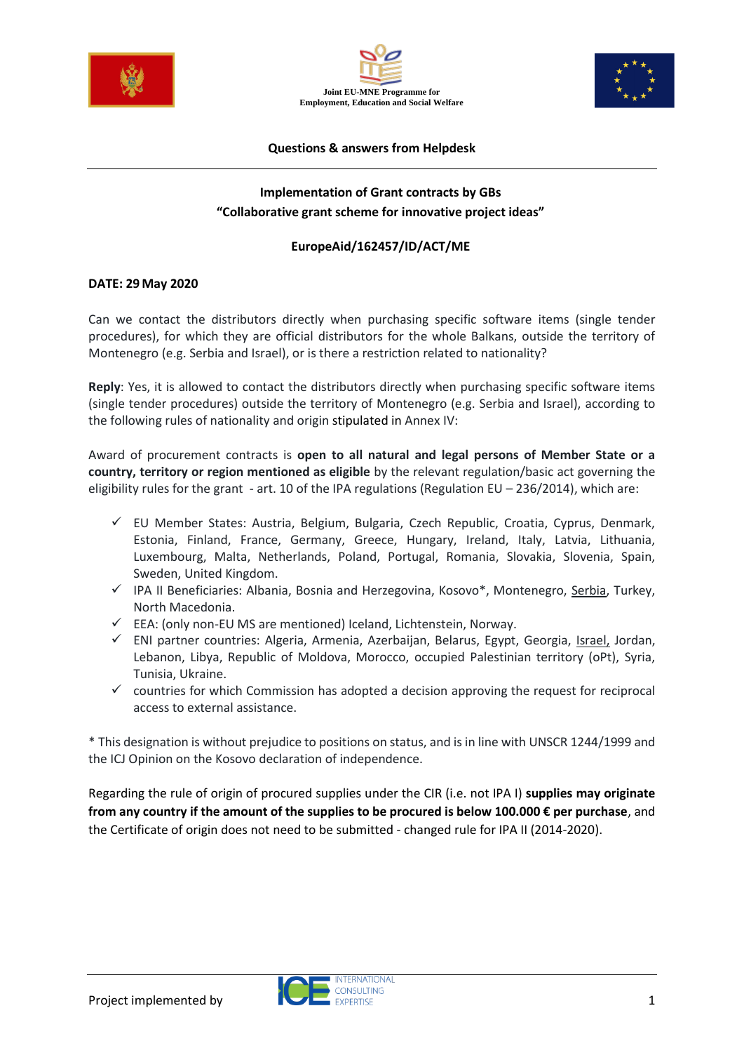Joint EU-MNE Programme for Employment, Education and Social Welfare

**Questions & answers from Helpdesk**

**Implementation of Grant contracts by GBs**
**"Collaborative grant scheme for innovative project ideas"**

**EuropeAid/162457/ID/ACT/ME**

**DATE: 29 May 2020**

Can we contact the distributors directly when purchasing specific software items (single tender procedures), for which they are official distributors for the whole Balkans, outside the territory of Montenegro (e.g. Serbia and Israel), or is there a restriction related to nationality?

**Reply**: Yes, it is allowed to contact the distributors directly when purchasing specific software items (single tender procedures) outside the territory of Montenegro (e.g. Serbia and Israel), according to the following rules of nationality and origin stipulated in Annex IV:

Award of procurement contracts is **open to all natural and legal persons of Member State or a country, territory or region mentioned as eligible** by the relevant regulation/basic act governing the eligibility rules for the grant - art. 10 of the IPA regulations (Regulation EU – 236/2014), which are:

- ✓ EU Member States: Austria, Belgium, Bulgaria, Czech Republic, Croatia, Cyprus, Denmark, Estonia, Finland, France, Germany, Greece, Hungary, Ireland, Italy, Latvia, Lithuania, Luxembourg, Malta, Netherlands, Poland, Portugal, Romania, Slovakia, Slovenia, Spain, Sweden, United Kingdom.
- ✓ IPA II Beneficiaries: Albania, Bosnia and Herzegovina, Kosovo*, Montenegro, <u>Serbia</u>, Turkey, North Macedonia.
- ✓ EEA: (only non-EU MS are mentioned) Iceland, Lichtenstein, Norway.
- ✓ ENI partner countries: Algeria, Armenia, Azerbaijan, Belarus, Egypt, Georgia, <u>Israel,</u> Jordan, Lebanon, Libya, Republic of Moldova, Morocco, occupied Palestinian territory (oPt), Syria, Tunisia, Ukraine.
- ✓ countries for which Commission has adopted a decision approving the request for reciprocal access to external assistance.

* This designation is without prejudice to positions on status, and is in line with UNSCR 1244/1999 and the ICJ Opinion on the Kosovo declaration of independence.

Regarding the rule of origin of procured supplies under the CIR (i.e. not IPA I) **supplies may originate from any country if the amount of the supplies to be procured is below 100.000 € per purchase**, and the Certificate of origin does not need to be submitted - changed rule for IPA II (2014-2020).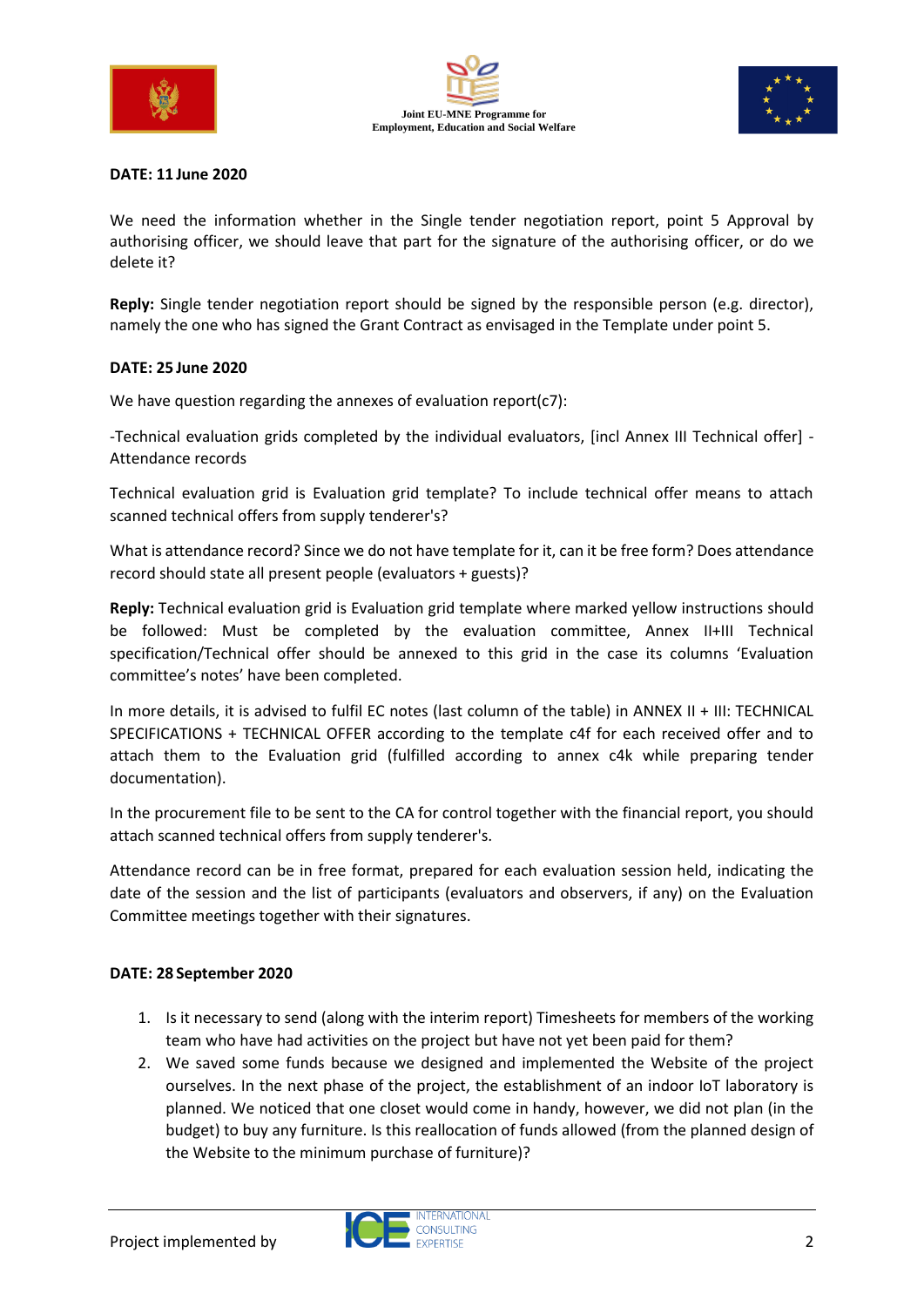**DATE: 11 June 2020**

We need the information whether in the Single tender negotiation report, point 5 Approval by authorising officer, we should leave that part for the signature of the authorising officer, or do we delete it?

**Reply:** Single tender negotiation report should be signed by the responsible person (e.g. director), namely the one who has signed the Grant Contract as envisaged in the Template under point 5.

**DATE: 25 June 2020**

We have question regarding the annexes of evaluation report(c7):

-Technical evaluation grids completed by the individual evaluators, [incl Annex III Technical offer] - Attendance records

Technical evaluation grid is Evaluation grid template? To include technical offer means to attach scanned technical offers from supply tenderer's?

What is attendance record? Since we do not have template for it, can it be free form? Does attendance record should state all present people (evaluators + guests)?

**Reply:** Technical evaluation grid is Evaluation grid template where marked yellow instructions should be followed: Must be completed by the evaluation committee, Annex II+III Technical specification/Technical offer should be annexed to this grid in the case its columns 'Evaluation committee's notes' have been completed.

In more details, it is advised to fulfil EC notes (last column of the table) in ANNEX II + III: TECHNICAL SPECIFICATIONS + TECHNICAL OFFER according to the template c4f for each received offer and to attach them to the Evaluation grid (fulfilled according to annex c4k while preparing tender documentation).

In the procurement file to be sent to the CA for control together with the financial report, you should attach scanned technical offers from supply tenderer's.

Attendance record can be in free format, prepared for each evaluation session held, indicating the date of the session and the list of participants (evaluators and observers, if any) on the Evaluation Committee meetings together with their signatures.

**DATE: 28 September 2020**

1. Is it necessary to send (along with the interim report) Timesheets for members of the working team who have had activities on the project but have not yet been paid for them?
2. We saved some funds because we designed and implemented the Website of the project ourselves. In the next phase of the project, the establishment of an indoor IoT laboratory is planned. We noticed that one closet would come in handy, however, we did not plan (in the budget) to buy any furniture. Is this reallocation of funds allowed (from the planned design of the Website to the minimum purchase of furniture)?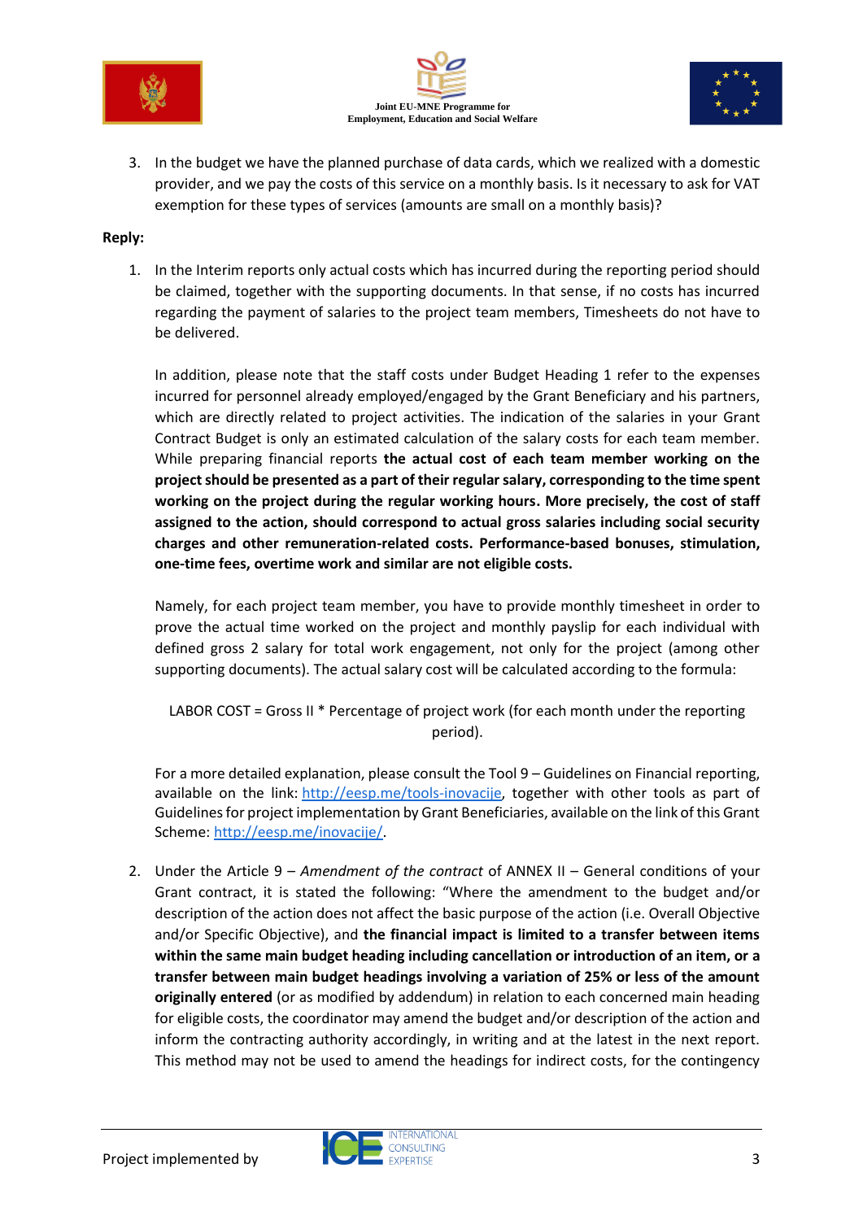3. In the budget we have the planned purchase of data cards, which we realized with a domestic provider, and we pay the costs of this service on a monthly basis. Is it necessary to ask for VAT exemption for these types of services (amounts are small on a monthly basis)?

**Reply:**

1. In the Interim reports only actual costs which has incurred during the reporting period should be claimed, together with the supporting documents. In that sense, if no costs has incurred regarding the payment of salaries to the project team members, Timesheets do not have to be delivered.

   In addition, please note that the staff costs under Budget Heading 1 refer to the expenses incurred for personnel already employed/engaged by the Grant Beneficiary and his partners, which are directly related to project activities. The indication of the salaries in your Grant Contract Budget is only an estimated calculation of the salary costs for each team member. While preparing financial reports **the actual cost of each team member working on the project should be presented as a part of their regular salary, corresponding to the time spent working on the project during the regular working hours. More precisely, the cost of staff assigned to the action, should correspond to actual gross salaries including social security charges and other remuneration-related costs. Performance-based bonuses, stimulation, one-time fees, overtime work and similar are not eligible costs.**

   Namely, for each project team member, you have to provide monthly timesheet in order to prove the actual time worked on the project and monthly payslip for each individual with defined gross 2 salary for total work engagement, not only for the project (among other supporting documents). The actual salary cost will be calculated according to the formula:

   LABOR COST = Gross II * Percentage of project work (for each month under the reporting period).

   For a more detailed explanation, please consult the Tool 9 – Guidelines on Financial reporting, available on the link: http://eesp.me/tools-inovacije, together with other tools as part of Guidelines for project implementation by Grant Beneficiaries, available on the link of this Grant Scheme: http://eesp.me/inovacije/.

2. Under the Article 9 – *Amendment of the contract* of ANNEX II – General conditions of your Grant contract, it is stated the following: "Where the amendment to the budget and/or description of the action does not affect the basic purpose of the action (i.e. Overall Objective and/or Specific Objective), and **the financial impact is limited to a transfer between items within the same main budget heading including cancellation or introduction of an item, or a transfer between main budget headings involving a variation of 25% or less of the amount originally entered** (or as modified by addendum) in relation to each concerned main heading for eligible costs, the coordinator may amend the budget and/or description of the action and inform the contracting authority accordingly, in writing and at the latest in the next report. This method may not be used to amend the headings for indirect costs, for the contingency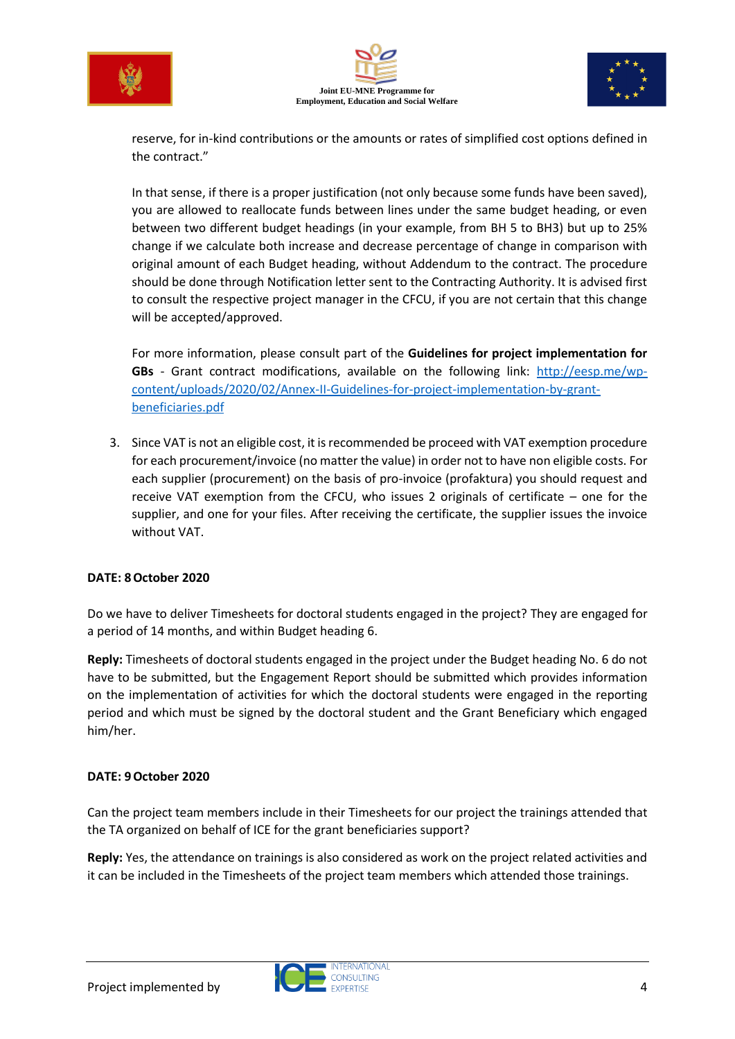reserve, for in-kind contributions or the amounts or rates of simplified cost options defined in the contract."

In that sense, if there is a proper justification (not only because some funds have been saved), you are allowed to reallocate funds between lines under the same budget heading, or even between two different budget headings (in your example, from BH 5 to BH3) but up to 25% change if we calculate both increase and decrease percentage of change in comparison with original amount of each Budget heading, without Addendum to the contract. The procedure should be done through Notification letter sent to the Contracting Authority. It is advised first to consult the respective project manager in the CFCU, if you are not certain that this change will be accepted/approved.

For more information, please consult part of the **Guidelines for project implementation for GBs** - Grant contract modifications, available on the following link: [http://eesp.me/wp-content/uploads/2020/02/Annex-II-Guidelines-for-project-implementation-by-grant-beneficiaries.pdf](http://eesp.me/wp-content/uploads/2020/02/Annex-II-Guidelines-for-project-implementation-by-grant-beneficiaries.pdf)

3. Since VAT is not an eligible cost, it is recommended be proceed with VAT exemption procedure for each procurement/invoice (no matter the value) in order not to have non eligible costs. For each supplier (procurement) on the basis of pro-invoice (profaktura) you should request and receive VAT exemption from the CFCU, who issues 2 originals of certificate – one for the supplier, and one for your files. After receiving the certificate, the supplier issues the invoice without VAT.

**DATE: 8 October 2020**

Do we have to deliver Timesheets for doctoral students engaged in the project? They are engaged for a period of 14 months, and within Budget heading 6.

**Reply:** Timesheets of doctoral students engaged in the project under the Budget heading No. 6 do not have to be submitted, but the Engagement Report should be submitted which provides information on the implementation of activities for which the doctoral students were engaged in the reporting period and which must be signed by the doctoral student and the Grant Beneficiary which engaged him/her.

**DATE: 9 October 2020**

Can the project team members include in their Timesheets for our project the trainings attended that the TA organized on behalf of ICE for the grant beneficiaries support?

**Reply:** Yes, the attendance on trainings is also considered as work on the project related activities and it can be included in the Timesheets of the project team members which attended those trainings.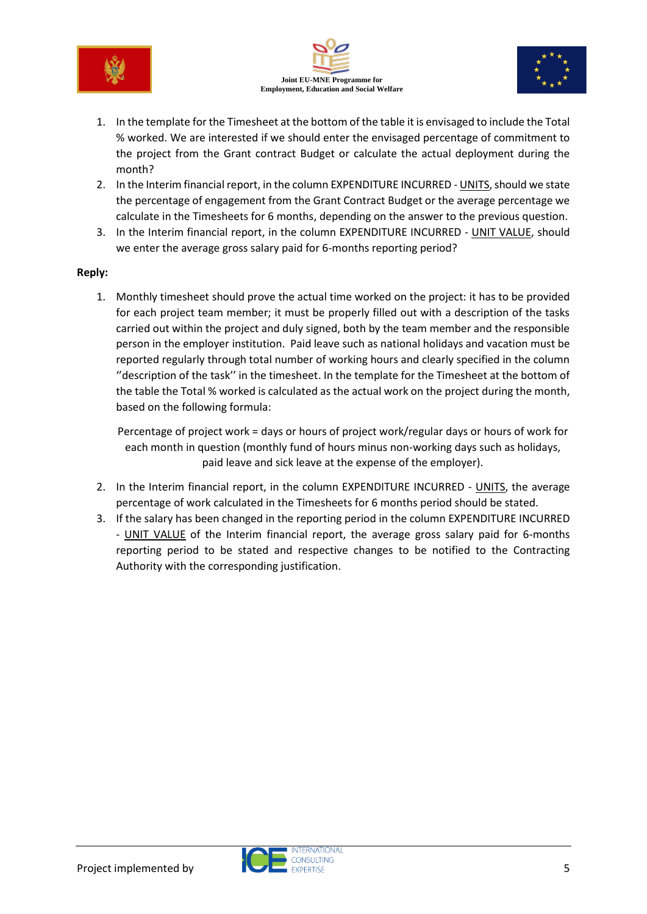1. In the template for the Timesheet at the bottom of the table it is envisaged to include the Total % worked. We are interested if we should enter the envisaged percentage of commitment to the project from the Grant contract Budget or calculate the actual deployment during the month?
2. In the Interim financial report, in the column EXPENDITURE INCURRED - UNITS, should we state the percentage of engagement from the Grant Contract Budget or the average percentage we calculate in the Timesheets for 6 months, depending on the answer to the previous question.
3. In the Interim financial report, in the column EXPENDITURE INCURRED - UNIT VALUE, should we enter the average gross salary paid for 6-months reporting period?

**Reply:**

1. Monthly timesheet should prove the actual time worked on the project: it has to be provided for each project team member; it must be properly filled out with a description of the tasks carried out within the project and duly signed, both by the team member and the responsible person in the employer institution. Paid leave such as national holidays and vacation must be reported regularly through total number of working hours and clearly specified in the column ''description of the task'' in the timesheet. In the template for the Timesheet at the bottom of the table the Total % worked is calculated as the actual work on the project during the month, based on the following formula:

   Percentage of project work = days or hours of project work/regular days or hours of work for each month in question (monthly fund of hours minus non-working days such as holidays, paid leave and sick leave at the expense of the employer).

2. In the Interim financial report, in the column EXPENDITURE INCURRED - UNITS, the average percentage of work calculated in the Timesheets for 6 months period should be stated.
3. If the salary has been changed in the reporting period in the column EXPENDITURE INCURRED - UNIT VALUE of the Interim financial report, the average gross salary paid for 6-months reporting period to be stated and respective changes to be notified to the Contracting Authority with the corresponding justification.